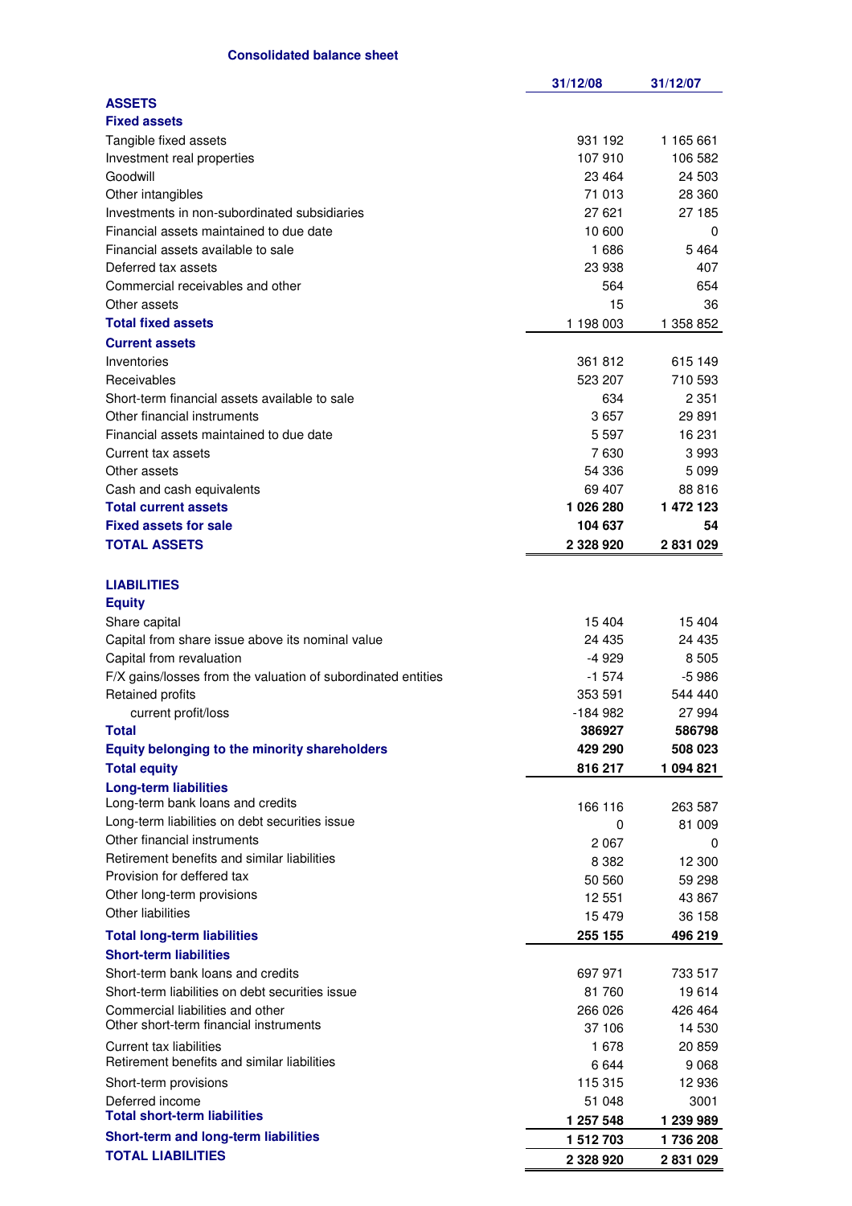# Consolidated balance sheet

| | 31/12/08 | 31/12/07 |
|---|---|---|
| **ASSETS** | | |
| **Fixed assets** | | |
| Tangible fixed assets | 931 192 | 1 165 661 |
| Investment real properties | 107 910 | 106 582 |
| Goodwill | 23 464 | 24 503 |
| Other intangibles | 71 013 | 28 360 |
| Investments in non-subordinated subsidiaries | 27 621 | 27 185 |
| Financial assets maintained to due date | 10 600 | 0 |
| Financial assets available to sale | 1 686 | 5 464 |
| Deferred tax assets | 23 938 | 407 |
| Commercial receivables and other | 564 | 654 |
| Other assets | 15 | 36 |
| **Total fixed assets** | 1 198 003 | 1 358 852 |
| **Current assets** | | |
| Inventories | 361 812 | 615 149 |
| Receivables | 523 207 | 710 593 |
| Short-term financial assets available to sale | 634 | 2 351 |
| Other financial instruments | 3 657 | 29 891 |
| Financial assets maintained to due date | 5 597 | 16 231 |
| Current tax assets | 7 630 | 3 993 |
| Other assets | 54 336 | 5 099 |
| Cash and cash equivalents | 69 407 | 88 816 |
| **Total current assets** | **1 026 280** | **1 472 123** |
| **Fixed assets for sale** | **104 637** | **54** |
| **TOTAL ASSETS** | **2 328 920** | **2 831 029** |
| | | |
| **LIABILITIES** | | |
| **Equity** | | |
| Share capital | 15 404 | 15 404 |
| Capital from share issue above its nominal value | 24 435 | 24 435 |
| Capital from revaluation | -4 929 | 8 505 |
| F/X gains/losses from the valuation of subordinated entities | -1 574 | -5 986 |
| Retained profits | 353 591 | 544 440 |
| current profit/loss | -184 982 | 27 994 |
| **Total** | **386927** | **586798** |
| **Equity belonging to the minority shareholders** | **429 290** | **508 023** |
| **Total equity** | **816 217** | **1 094 821** |
| **Long-term liabilities** | | |
| Long-term bank loans and credits | 166 116 | 263 587 |
| Long-term liabilities on debt securities issue | 0 | 81 009 |
| Other financial instruments | 2 067 | 0 |
| Retirement benefits and similar liabilities | 8 382 | 12 300 |
| Provision for deffered tax | 50 560 | 59 298 |
| Other long-term provisions | 12 551 | 43 867 |
| Other liabilities | 15 479 | 36 158 |
| **Total long-term liabilities** | **255 155** | **496 219** |
| **Short-term liabilities** | | |
| Short-term bank loans and credits | 697 971 | 733 517 |
| Short-term liabilities on debt securities issue | 81 760 | 19 614 |
| Commercial liabilities and other | 266 026 | 426 464 |
| Other short-term financial instruments | 37 106 | 14 530 |
| Current tax liabilities | 1 678 | 20 859 |
| Retirement benefits and similar liabilities | 6 644 | 9 068 |
| Short-term provisions | 115 315 | 12 936 |
| Deferred income | 51 048 | 3001 |
| **Total short-term liabilities** | **1 257 548** | **1 239 989** |
| **Short-term and long-term liabilities** | **1 512 703** | **1 736 208** |
| **TOTAL LIABILITIES** | **2 328 920** | **2 831 029** |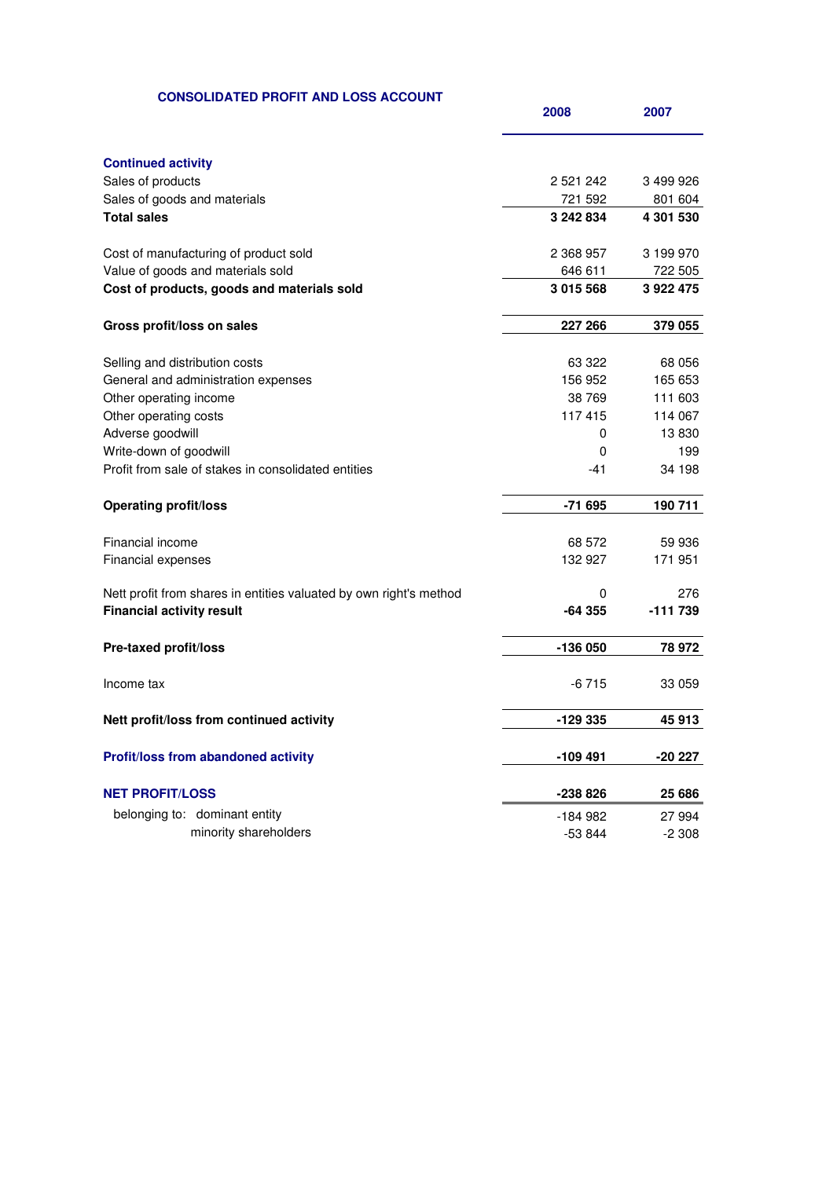## CONSOLIDATED PROFIT AND LOSS ACCOUNT

| | 2008 | 2007 |
|---|---|---|
| **Continued activity** | | |
| Sales of products | 2 521 242 | 3 499 926 |
| Sales of goods and materials | 721 592 | 801 604 |
| **Total sales** | **3 242 834** | **4 301 530** |
| | | |
| Cost of manufacturing of product sold | 2 368 957 | 3 199 970 |
| Value of goods and materials sold | 646 611 | 722 505 |
| **Cost of products, goods and materials sold** | **3 015 568** | **3 922 475** |
| | | |
| **Gross profit/loss on sales** | **227 266** | **379 055** |
| | | |
| Selling and distribution costs | 63 322 | 68 056 |
| General and administration expenses | 156 952 | 165 653 |
| Other operating income | 38 769 | 111 603 |
| Other operating costs | 117 415 | 114 067 |
| Adverse goodwill | 0 | 13 830 |
| Write-down of goodwill | 0 | 199 |
| Profit from sale of stakes in consolidated entities | -41 | 34 198 |
| | | |
| **Operating profit/loss** | **-71 695** | **190 711** |
| | | |
| Financial income | 68 572 | 59 936 |
| Financial expenses | 132 927 | 171 951 |
| | | |
| Nett profit from shares in entities valuated by own right's method | 0 | 276 |
| **Financial activity result** | **-64 355** | **-111 739** |
| | | |
| **Pre-taxed profit/loss** | **-136 050** | **78 972** |
| | | |
| Income tax | -6 715 | 33 059 |
| | | |
| **Nett profit/loss from continued activity** | **-129 335** | **45 913** |
| | | |
| **Profit/loss from abandoned activity** | **-109 491** | **-20 227** |
| | | |
| **NET PROFIT/LOSS** | **-238 826** | **25 686** |
| belonging to: dominant entity | -184 982 | 27 994 |
| minority shareholders | -53 844 | -2 308 |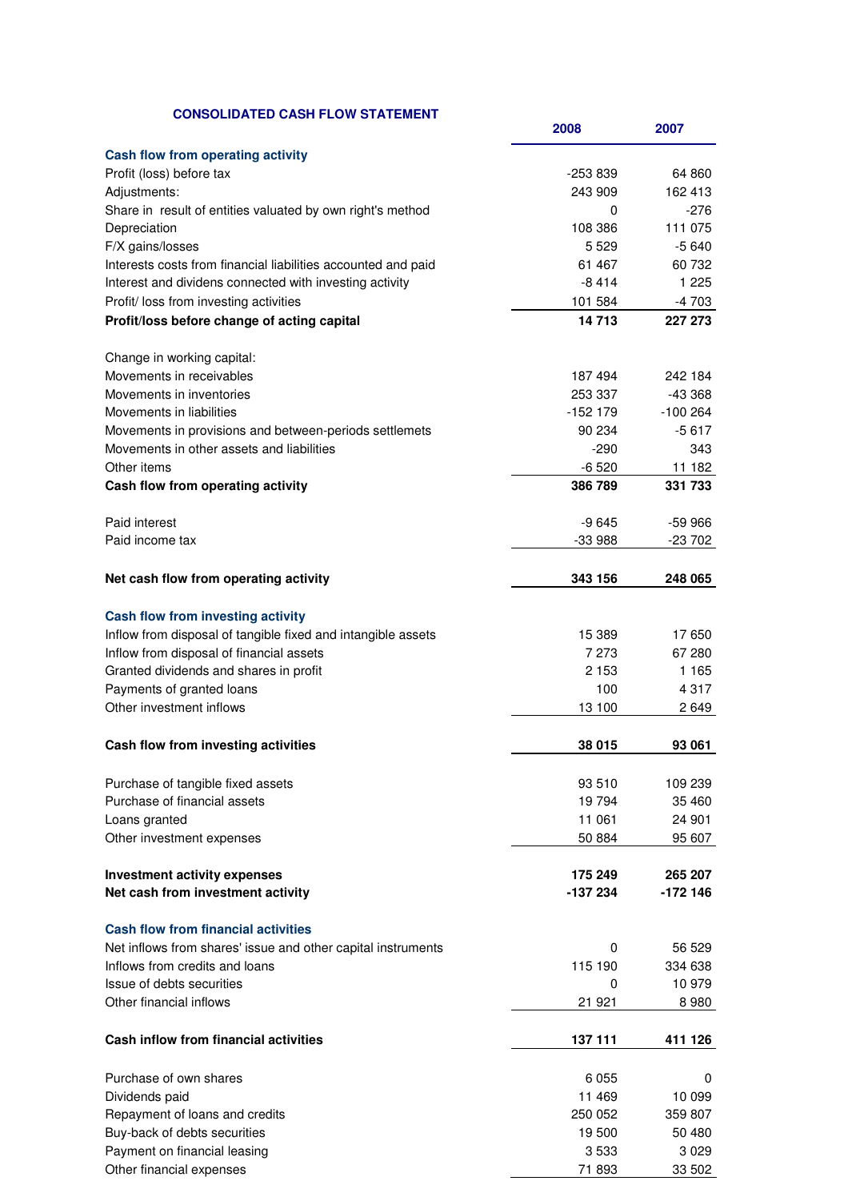## CONSOLIDATED CASH FLOW STATEMENT

| | 2008 | 2007 |
|---|---|---|
| **Cash flow from operating activity** | | |
| Profit (loss) before tax | -253 839 | 64 860 |
| Adjustments: | 243 909 | 162 413 |
| Share in result of entities valuated by own right's method | 0 | -276 |
| Depreciation | 108 386 | 111 075 |
| F/X gains/losses | 5 529 | -5 640 |
| Interests costs from financial liabilities accounted and paid | 61 467 | 60 732 |
| Interest and dividens connected with investing activity | -8 414 | 1 225 |
| Profit/ loss from investing activities | 101 584 | -4 703 |
| **Profit/loss before change of acting capital** | **14 713** | **227 273** |
| Change in working capital: | | |
| Movements in receivables | 187 494 | 242 184 |
| Movements in inventories | 253 337 | -43 368 |
| Movements in liabilities | -152 179 | -100 264 |
| Movements in provisions and between-periods settlemets | 90 234 | -5 617 |
| Movements in other assets and liabilities | -290 | 343 |
| Other items | -6 520 | 11 182 |
| **Cash flow from operating activity** | **386 789** | **331 733** |
| Paid interest | -9 645 | -59 966 |
| Paid income tax | -33 988 | -23 702 |
| **Net cash flow from operating activity** | **343 156** | **248 065** |
| **Cash flow from investing activity** | | |
| Inflow from disposal of tangible fixed and intangible assets | 15 389 | 17 650 |
| Inflow from disposal of financial assets | 7 273 | 67 280 |
| Granted dividends and shares in profit | 2 153 | 1 165 |
| Payments of granted loans | 100 | 4 317 |
| Other investment inflows | 13 100 | 2 649 |
| **Cash flow from investing activities** | **38 015** | **93 061** |
| Purchase of tangible fixed assets | 93 510 | 109 239 |
| Purchase of financial assets | 19 794 | 35 460 |
| Loans granted | 11 061 | 24 901 |
| Other investment expenses | 50 884 | 95 607 |
| **Investment activity expenses** | **175 249** | **265 207** |
| **Net cash from investment activity** | **-137 234** | **-172 146** |
| **Cash flow from financial activities** | | |
| Net inflows from shares' issue and other capital instruments | 0 | 56 529 |
| Inflows from credits and loans | 115 190 | 334 638 |
| Issue of debts securities | 0 | 10 979 |
| Other financial inflows | 21 921 | 8 980 |
| **Cash inflow from financial activities** | **137 111** | **411 126** |
| Purchase of own shares | 6 055 | 0 |
| Dividends paid | 11 469 | 10 099 |
| Repayment of loans and credits | 250 052 | 359 807 |
| Buy-back of debts securities | 19 500 | 50 480 |
| Payment on financial leasing | 3 533 | 3 029 |
| Other financial expenses | 71 893 | 33 502 |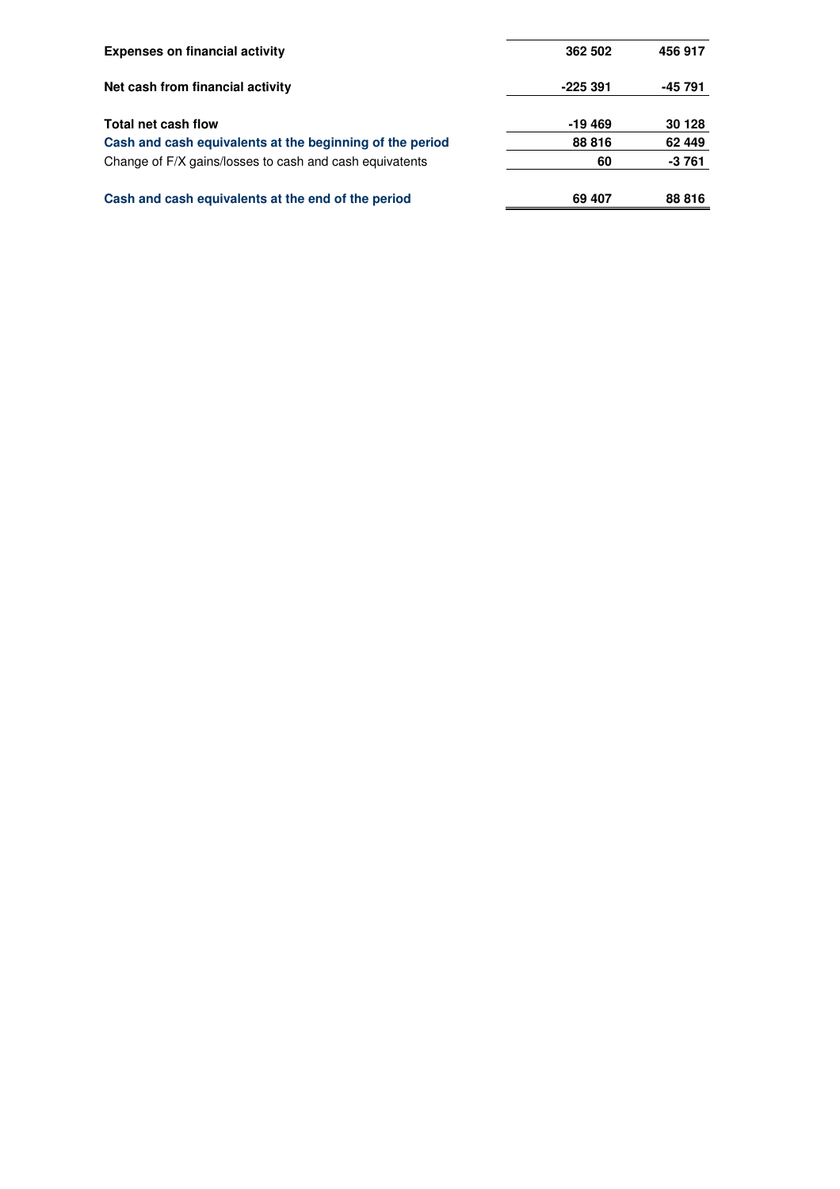| | | |
|---|---|---|
| **Expenses on financial activity** | **362 502** | **456 917** |
| **Net cash from financial activity** | **-225 391** | **-45 791** |
| **Total net cash flow** | **-19 469** | **30 128** |
| **Cash and cash equivalents at the beginning of the period** | **88 816** | **62 449** |
| Change of F/X gains/losses to cash and cash equivatents | **60** | **-3 761** |
| **Cash and cash equivalents at the end of the period** | **69 407** | **88 816** |